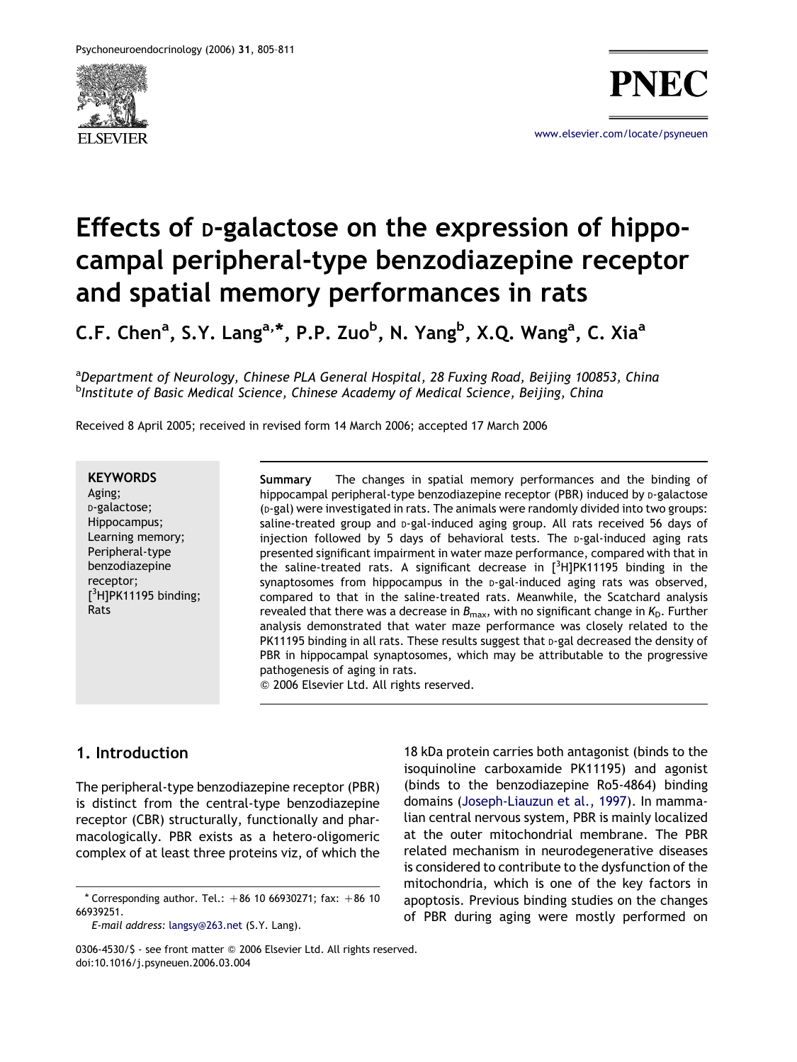# Effects of D-galactose on the expression of hippocampal peripheral-type benzodiazepine receptor and spatial memory performances in rats

C.F. Chen[a], S.Y. Lang[a,*], P.P. Zuo[b], N. Yang[b], X.Q. Wang[a], C. Xia[a]

[a]Department of Neurology, Chinese PLA General Hospital, 28 Fuxing Road, Beijing 100853, China
[b]Institute of Basic Medical Science, Chinese Academy of Medical Science, Beijing, China

Received 8 April 2005; received in revised form 14 March 2006; accepted 17 March 2006

**KEYWORDS**
Aging;
D-galactose;
Hippocampus;
Learning memory;
Peripheral-type benzodiazepine receptor;
[$^3$H]PK11195 binding;
Rats

**Summary** The changes in spatial memory performances and the binding of hippocampal peripheral-type benzodiazepine receptor (PBR) induced by D-galactose (D-gal) were investigated in rats. The animals were randomly divided into two groups: saline-treated group and D-gal-induced aging group. All rats received 56 days of injection followed by 5 days of behavioral tests. The D-gal-induced aging rats presented significant impairment in water maze performance, compared with that in the saline-treated rats. A significant decrease in [$^3$H]PK11195 binding in the synaptosomes from hippocampus in the D-gal-induced aging rats was observed, compared to that in the saline-treated rats. Meanwhile, the Scatchard analysis revealed that there was a decrease in $B_{max}$, with no significant change in $K_D$. Further analysis demonstrated that water maze performance was closely related to the PK11195 binding in all rats. These results suggest that D-gal decreased the density of PBR in hippocampal synaptosomes, which may be attributable to the progressive pathogenesis of aging in rats.
© 2006 Elsevier Ltd. All rights reserved.

## 1. Introduction

The peripheral-type benzodiazepine receptor (PBR) is distinct from the central-type benzodiazepine receptor (CBR) structurally, functionally and pharmacologically. PBR exists as a hetero-oligomeric complex of at least three proteins viz, of which the 18 kDa protein carries both antagonist (binds to the isoquinoline carboxamide PK11195) and agonist (binds to the benzodiazepine Ro5-4864) binding domains (Joseph-Liauzun et al., 1997). In mammalian central nervous system, PBR is mainly localized at the outer mitochondrial membrane. The PBR related mechanism in neurodegenerative diseases is considered to contribute to the dysfunction of the mitochondria, which is one of the key factors in apoptosis. Previous binding studies on the changes of PBR during aging were mostly performed on

* Corresponding author. Tel.: +86 10 66930271; fax: +86 10 66939251.
*E-mail address:* langsy@263.net (S.Y. Lang).

0306-4530/$ - see front matter © 2006 Elsevier Ltd. All rights reserved.
doi:10.1016/j.psyneuen.2006.03.004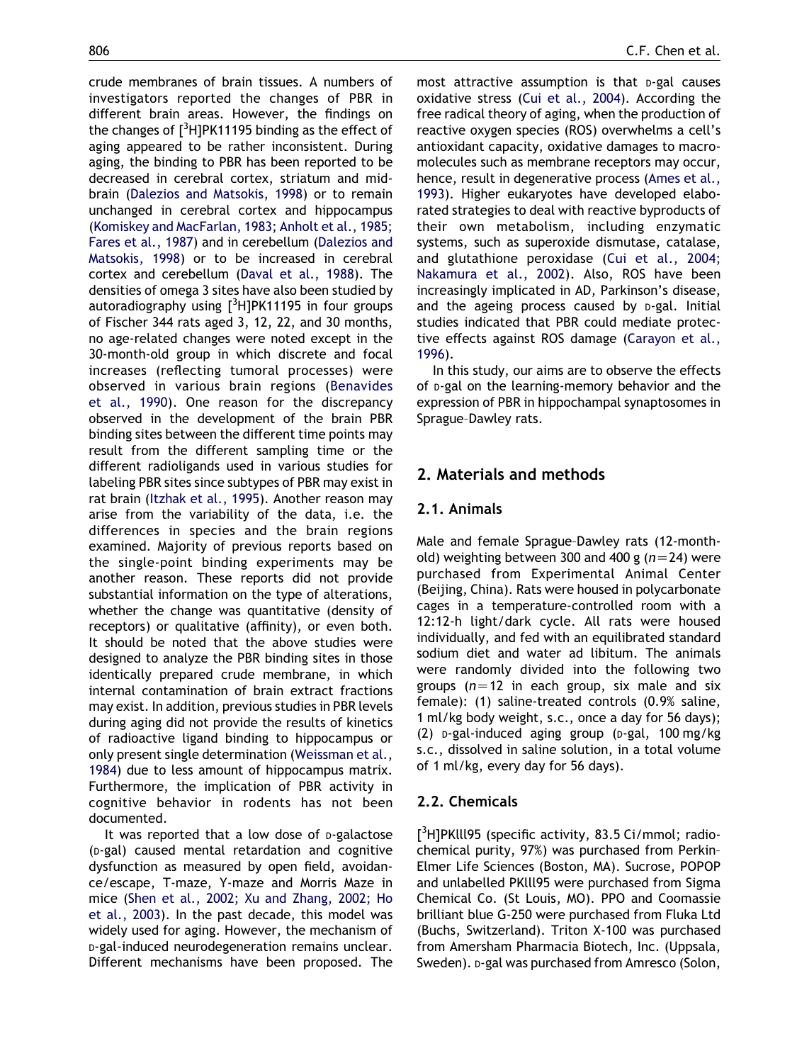crude membranes of brain tissues. A numbers of investigators reported the changes of PBR in different brain areas. However, the findings on the changes of [$^3$H]PK11195 binding as the effect of aging appeared to be rather inconsistent. During aging, the binding to PBR has been reported to be decreased in cerebral cortex, striatum and midbrain (Dalezios and Matsokis, 1998) or to remain unchanged in cerebral cortex and hippocampus (Komiskey and MacFarlan, 1983; Anholt et al., 1985; Fares et al., 1987) and in cerebellum (Dalezios and Matsokis, 1998) or to be increased in cerebral cortex and cerebellum (Daval et al., 1988). The densities of omega 3 sites have also been studied by autoradiography using [$^3$H]PK11195 in four groups of Fischer 344 rats aged 3, 12, 22, and 30 months, no age-related changes were noted except in the 30-month-old group in which discrete and focal increases (reflecting tumoral processes) were observed in various brain regions (Benavides et al., 1990). One reason for the discrepancy observed in the development of the brain PBR binding sites between the different time points may result from the different sampling time or the different radioligands used in various studies for labeling PBR sites since subtypes of PBR may exist in rat brain (Itzhak et al., 1995). Another reason may arise from the variability of the data, i.e. the differences in species and the brain regions examined. Majority of previous reports based on the single-point binding experiments may be another reason. These reports did not provide substantial information on the type of alterations, whether the change was quantitative (density of receptors) or qualitative (affinity), or even both. It should be noted that the above studies were designed to analyze the PBR binding sites in those identically prepared crude membrane, in which internal contamination of brain extract fractions may exist. In addition, previous studies in PBR levels during aging did not provide the results of kinetics of radioactive ligand binding to hippocampus or only present single determination (Weissman et al., 1984) due to less amount of hippocampus matrix. Furthermore, the implication of PBR activity in cognitive behavior in rodents has not been documented.

It was reported that a low dose of D-galactose (D-gal) caused mental retardation and cognitive dysfunction as measured by open field, avoidance/escape, T-maze, Y-maze and Morris Maze in mice (Shen et al., 2002; Xu and Zhang, 2002; Ho et al., 2003). In the past decade, this model was widely used for aging. However, the mechanism of D-gal-induced neurodegeneration remains unclear. Different mechanisms have been proposed. The most attractive assumption is that D-gal causes oxidative stress (Cui et al., 2004). According the free radical theory of aging, when the production of reactive oxygen species (ROS) overwhelms a cell's antioxidant capacity, oxidative damages to macromolecules such as membrane receptors may occur, hence, result in degenerative process (Ames et al., 1993). Higher eukaryotes have developed elaborated strategies to deal with reactive byproducts of their own metabolism, including enzymatic systems, such as superoxide dismutase, catalase, and glutathione peroxidase (Cui et al., 2004; Nakamura et al., 2002). Also, ROS have been increasingly implicated in AD, Parkinson's disease, and the ageing process caused by D-gal. Initial studies indicated that PBR could mediate protective effects against ROS damage (Carayon et al., 1996).

In this study, our aims are to observe the effects of D-gal on the learning-memory behavior and the expression of PBR in hippochampal synaptosomes in Sprague–Dawley rats.

## 2. Materials and methods

### 2.1. Animals

Male and female Sprague–Dawley rats (12-month-old) weighting between 300 and 400 g ($n=24$) were purchased from Experimental Animal Center (Beijing, China). Rats were housed in polycarbonate cages in a temperature-controlled room with a 12:12-h light/dark cycle. All rats were housed individually, and fed with an equilibrated standard sodium diet and water ad libitum. The animals were randomly divided into the following two groups ($n=12$ in each group, six male and six female): (1) saline-treated controls (0.9% saline, 1 ml/kg body weight, s.c., once a day for 56 days); (2) D-gal-induced aging group (D-gal, 100 mg/kg s.c., dissolved in saline solution, in a total volume of 1 ml/kg, every day for 56 days).

### 2.2. Chemicals

[$^3$H]PKlll95 (specific activity, 83.5 Ci/mmol; radiochemical purity, 97%) was purchased from Perkin-Elmer Life Sciences (Boston, MA). Sucrose, POPOP and unlabelled PKlll95 were purchased from Sigma Chemical Co. (St Louis, MO). PPO and Coomassie brilliant blue G-250 were purchased from Fluka Ltd (Buchs, Switzerland). Triton X-100 was purchased from Amersham Pharmacia Biotech, Inc. (Uppsala, Sweden). D-gal was purchased from Amresco (Solon,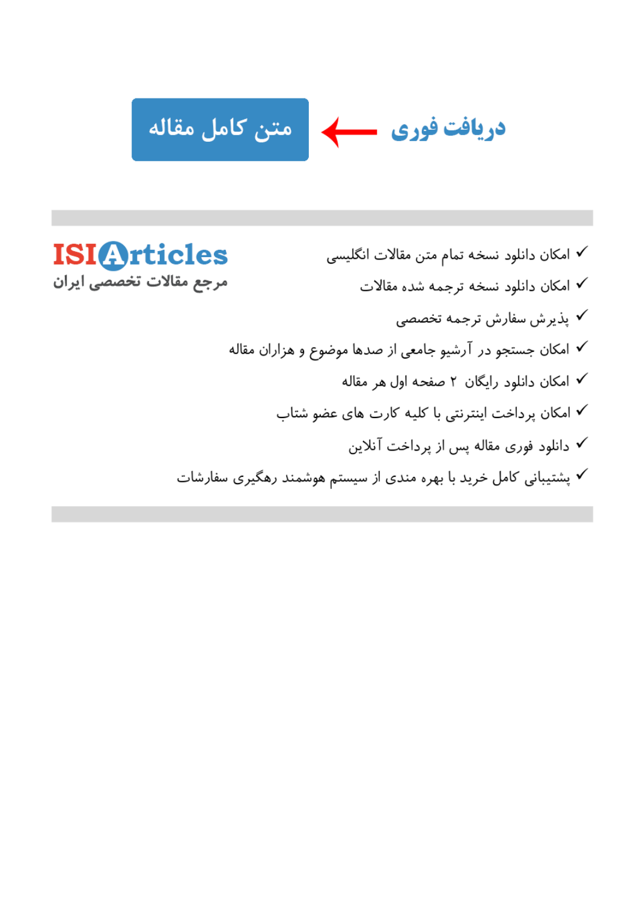دریافت فوری ← متن کامل مقاله

**ISIArticles**
مرجع مقالات تخصصی ایران

- ✓ امکان دانلود نسخه تمام متن مقالات انگلیسی
- ✓ امکان دانلود نسخه ترجمه شده مقالات
- ✓ پذیرش سفارش ترجمه تخصصی
- ✓ امکان جستجو در آرشیو جامعی از صدها موضوع و هزاران مقاله
- ✓ امکان دانلود رایگان ۲ صفحه اول هر مقاله
- ✓ امکان پرداخت اینترنتی با کلیه کارت های عضو شتاب
- ✓ دانلود فوری مقاله پس از پرداخت آنلاین
- ✓ پشتیبانی کامل خرید با بهره مندی از سیستم هوشمند رهگیری سفارشات